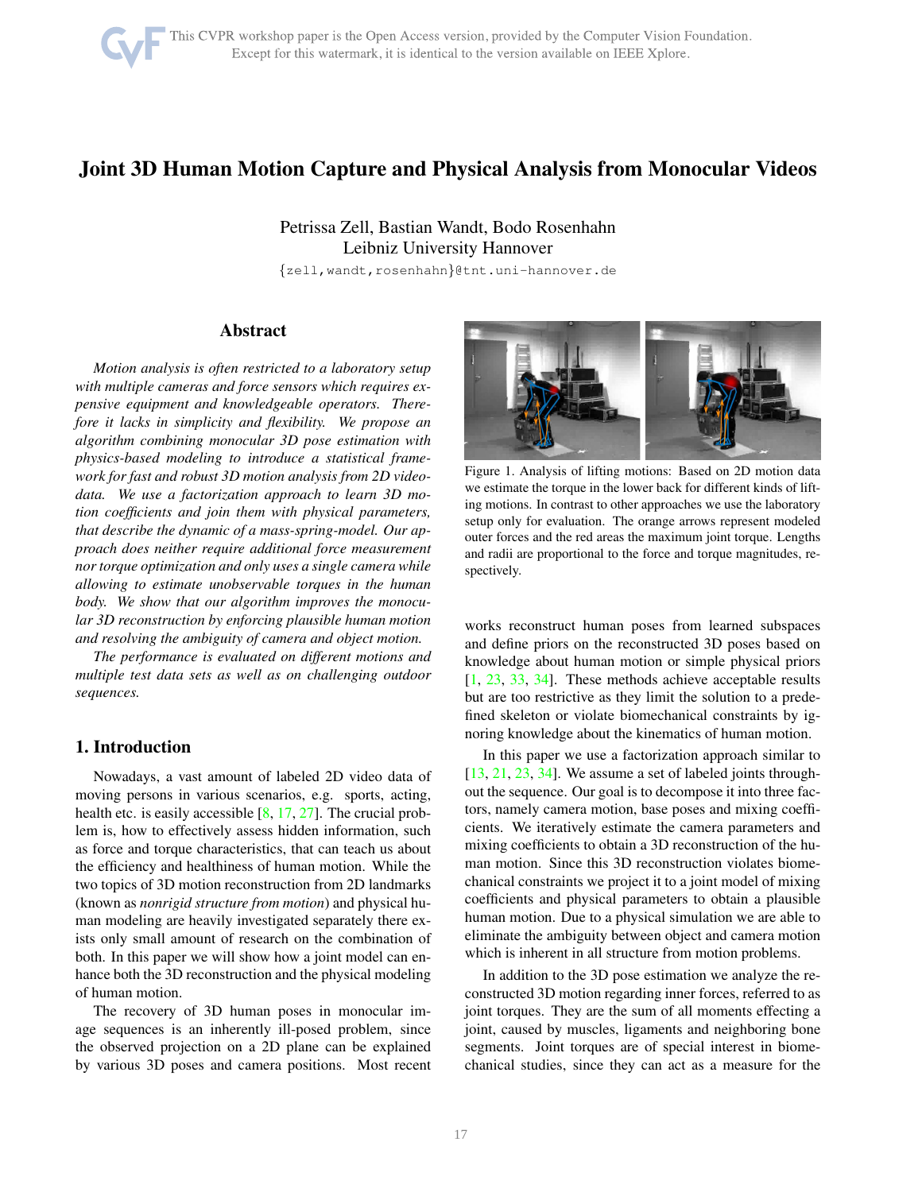# Joint 3D Human Motion Capture and Physical Analysis from Monocular Videos

Petrissa Zell, Bastian Wandt, Bodo Rosenhahn
Leibniz University Hannover
{zell,wandt,rosenhahn}@tnt.uni-hannover.de

## Abstract

*Motion analysis is often restricted to a laboratory setup with multiple cameras and force sensors which requires expensive equipment and knowledgeable operators. Therefore it lacks in simplicity and flexibility. We propose an algorithm combining monocular 3D pose estimation with physics-based modeling to introduce a statistical framework for fast and robust 3D motion analysis from 2D video-data. We use a factorization approach to learn 3D motion coefficients and join them with physical parameters, that describe the dynamic of a mass-spring-model. Our approach does neither require additional force measurement nor torque optimization and only uses a single camera while allowing to estimate unobservable torques in the human body. We show that our algorithm improves the monocular 3D reconstruction by enforcing plausible human motion and resolving the ambiguity of camera and object motion.*

*The performance is evaluated on different motions and multiple test data sets as well as on challenging outdoor sequences.*

## 1. Introduction

Nowadays, a vast amount of labeled 2D video data of moving persons in various scenarios, e.g. sports, acting, health etc. is easily accessible [8, 17, 27]. The crucial problem is, how to effectively assess hidden information, such as force and torque characteristics, that can teach us about the efficiency and healthiness of human motion. While the two topics of 3D motion reconstruction from 2D landmarks (known as *nonrigid structure from motion*) and physical human modeling are heavily investigated separately there exists only small amount of research on the combination of both. In this paper we will show how a joint model can enhance both the 3D reconstruction and the physical modeling of human motion.

The recovery of 3D human poses in monocular image sequences is an inherently ill-posed problem, since the observed projection on a 2D plane can be explained by various 3D poses and camera positions. Most recent works reconstruct human poses from learned subspaces and define priors on the reconstructed 3D poses based on knowledge about human motion or simple physical priors [1, 23, 33, 34]. These methods achieve acceptable results but are too restrictive as they limit the solution to a predefined skeleton or violate biomechanical constraints by ignoring knowledge about the kinematics of human motion.

Figure 1. Analysis of lifting motions: Based on 2D motion data we estimate the torque in the lower back for different kinds of lifting motions. In contrast to other approaches we use the laboratory setup only for evaluation. The orange arrows represent modeled outer forces and the red areas the maximum joint torque. Lengths and radii are proportional to the force and torque magnitudes, respectively.

In this paper we use a factorization approach similar to [13, 21, 23, 34]. We assume a set of labeled joints throughout the sequence. Our goal is to decompose it into three factors, namely camera motion, base poses and mixing coefficients. We iteratively estimate the camera parameters and mixing coefficients to obtain a 3D reconstruction of the human motion. Since this 3D reconstruction violates biomechanical constraints we project it to a joint model of mixing coefficients and physical parameters to obtain a plausible human motion. Due to a physical simulation we are able to eliminate the ambiguity between object and camera motion which is inherent in all structure from motion problems.

In addition to the 3D pose estimation we analyze the reconstructed 3D motion regarding inner forces, referred to as joint torques. They are the sum of all moments effecting a joint, caused by muscles, ligaments and neighboring bone segments. Joint torques are of special interest in biomechanical studies, since they can act as a measure for the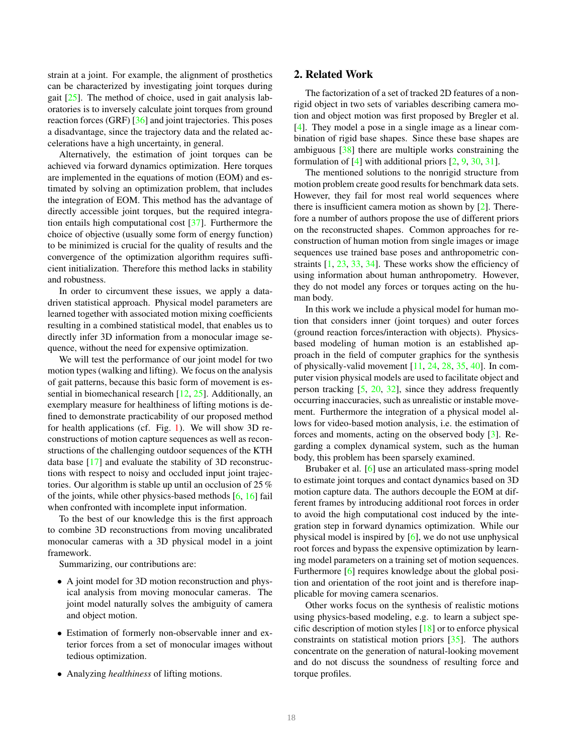strain at a joint. For example, the alignment of prosthetics can be characterized by investigating joint torques during gait [25]. The method of choice, used in gait analysis laboratories is to inversely calculate joint torques from ground reaction forces (GRF) [36] and joint trajectories. This poses a disadvantage, since the trajectory data and the related accelerations have a high uncertainty, in general.

Alternatively, the estimation of joint torques can be achieved via forward dynamics optimization. Here torques are implemented in the equations of motion (EOM) and estimated by solving an optimization problem, that includes the integration of EOM. This method has the advantage of directly accessible joint torques, but the required integration entails high computational cost [37]. Furthermore the choice of objective (usually some form of energy function) to be minimized is crucial for the quality of results and the convergence of the optimization algorithm requires sufficient initialization. Therefore this method lacks in stability and robustness.

In order to circumvent these issues, we apply a data-driven statistical approach. Physical model parameters are learned together with associated motion mixing coefficients resulting in a combined statistical model, that enables us to directly infer 3D information from a monocular image sequence, without the need for expensive optimization.

We will test the performance of our joint model for two motion types (walking and lifting). We focus on the analysis of gait patterns, because this basic form of movement is essential in biomechanical research [12, 25]. Additionally, an exemplary measure for healthiness of lifting motions is defined to demonstrate practicability of our proposed method for health applications (cf. Fig. 1). We will show 3D reconstructions of motion capture sequences as well as reconstructions of the challenging outdoor sequences of the KTH data base [17] and evaluate the stability of 3D reconstructions with respect to noisy and occluded input joint trajectories. Our algorithm is stable up until an occlusion of 25 % of the joints, while other physics-based methods [6, 16] fail when confronted with incomplete input information.

To the best of our knowledge this is the first approach to combine 3D reconstructions from moving uncalibrated monocular cameras with a 3D physical model in a joint framework.

Summarizing, our contributions are:

- A joint model for 3D motion reconstruction and physical analysis from moving monocular cameras. The joint model naturally solves the ambiguity of camera and object motion.
- Estimation of formerly non-observable inner and exterior forces from a set of monocular images without tedious optimization.
- Analyzing *healthiness* of lifting motions.

## 2. Related Work

The factorization of a set of tracked 2D features of a non-rigid object in two sets of variables describing camera motion and object motion was first proposed by Bregler et al. [4]. They model a pose in a single image as a linear combination of rigid base shapes. Since these base shapes are ambiguous [38] there are multiple works constraining the formulation of [4] with additional priors [2, 9, 30, 31].

The mentioned solutions to the nonrigid structure from motion problem create good results for benchmark data sets. However, they fail for most real world sequences where there is insufficient camera motion as shown by [2]. Therefore a number of authors propose the use of different priors on the reconstructed shapes. Common approaches for reconstruction of human motion from single images or image sequences use trained base poses and anthropometric constraints [1, 23, 33, 34]. These works show the efficiency of using information about human anthropometry. However, they do not model any forces or torques acting on the human body.

In this work we include a physical model for human motion that considers inner (joint torques) and outer forces (ground reaction forces/interaction with objects). Physics-based modeling of human motion is an established approach in the field of computer graphics for the synthesis of physically-valid movement [11, 24, 28, 35, 40]. In computer vision physical models are used to facilitate object and person tracking [5, 20, 32], since they address frequently occurring inaccuracies, such as unrealistic or instable movement. Furthermore the integration of a physical model allows for video-based motion analysis, i.e. the estimation of forces and moments, acting on the observed body [3]. Regarding a complex dynamical system, such as the human body, this problem has been sparsely examined.

Brubaker et al. [6] use an articulated mass-spring model to estimate joint torques and contact dynamics based on 3D motion capture data. The authors decouple the EOM at different frames by introducing additional root forces in order to avoid the high computational cost induced by the integration step in forward dynamics optimization. While our physical model is inspired by [6], we do not use unphysical root forces and bypass the expensive optimization by learning model parameters on a training set of motion sequences. Furthermore [6] requires knowledge about the global position and orientation of the root joint and is therefore inapplicable for moving camera scenarios.

Other works focus on the synthesis of realistic motions using physics-based modeling, e.g. to learn a subject specific description of motion styles [18] or to enforce physical constraints on statistical motion priors [35]. The authors concentrate on the generation of natural-looking movement and do not discuss the soundness of resulting force and torque profiles.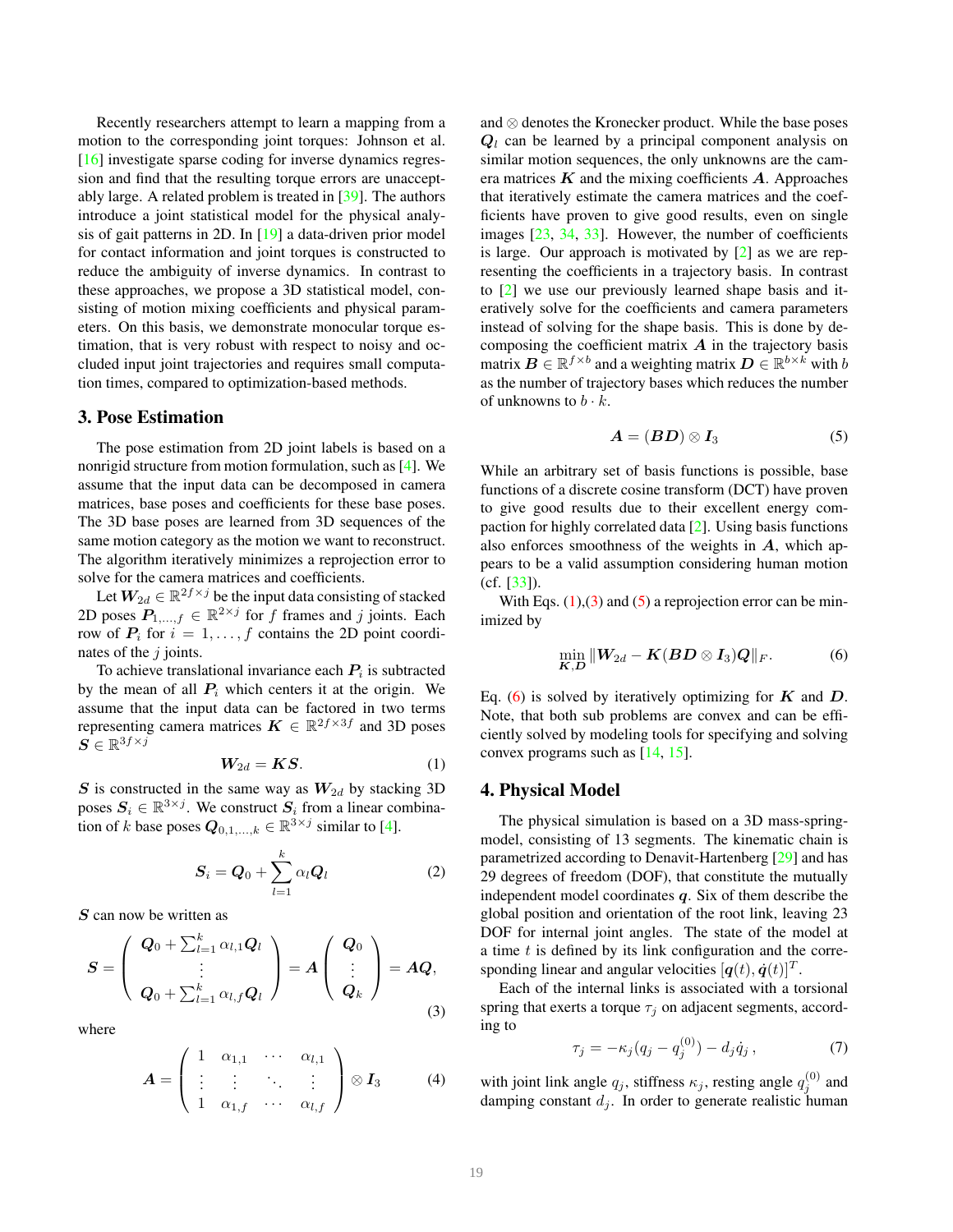Recently researchers attempt to learn a mapping from a motion to the corresponding joint torques: Johnson et al. [16] investigate sparse coding for inverse dynamics regression and find that the resulting torque errors are unacceptably large. A related problem is treated in [39]. The authors introduce a joint statistical model for the physical analysis of gait patterns in 2D. In [19] a data-driven prior model for contact information and joint torques is constructed to reduce the ambiguity of inverse dynamics. In contrast to these approaches, we propose a 3D statistical model, consisting of motion mixing coefficients and physical parameters. On this basis, we demonstrate monocular torque estimation, that is very robust with respect to noisy and occluded input joint trajectories and requires small computation times, compared to optimization-based methods.

## 3. Pose Estimation

The pose estimation from 2D joint labels is based on a nonrigid structure from motion formulation, such as [4]. We assume that the input data can be decomposed in camera matrices, base poses and coefficients for these base poses. The 3D base poses are learned from 3D sequences of the same motion category as the motion we want to reconstruct. The algorithm iteratively minimizes a reprojection error to solve for the camera matrices and coefficients.

Let $\boldsymbol{W}_{2d} \in \mathbb{R}^{2f \times j}$ be the input data consisting of stacked 2D poses $\boldsymbol{P}_{1,\dots,f} \in \mathbb{R}^{2 \times j}$ for $f$ frames and $j$ joints. Each row of $\boldsymbol{P}_i$ for $i = 1, \dots, f$ contains the 2D point coordinates of the $j$ joints.

To achieve translational invariance each $\boldsymbol{P}_i$ is subtracted by the mean of all $\boldsymbol{P}_i$ which centers it at the origin. We assume that the input data can be factored in two terms representing camera matrices $\boldsymbol{K} \in \mathbb{R}^{2f \times 3f}$ and 3D poses $\boldsymbol{S} \in \mathbb{R}^{3f \times j}$

$$\boldsymbol{W}_{2d} = \boldsymbol{K}\boldsymbol{S}. \tag{1}$$

$\boldsymbol{S}$ is constructed in the same way as $\boldsymbol{W}_{2d}$ by stacking 3D poses $\boldsymbol{S}_i \in \mathbb{R}^{3 \times j}$. We construct $\boldsymbol{S}_i$ from a linear combination of $k$ base poses $\boldsymbol{Q}_{0,1,\dots,k} \in \mathbb{R}^{3 \times j}$ similar to [4].

$$\boldsymbol{S}_i = \boldsymbol{Q}_0 + \sum_{l=1}^{k} \alpha_l \boldsymbol{Q}_l \tag{2}$$

$\boldsymbol{S}$ can now be written as

$$\boldsymbol{S} = \begin{pmatrix} \boldsymbol{Q}_0 + \sum_{l=1}^{k} \alpha_{l,1} \boldsymbol{Q}_l \\ \vdots \\ \boldsymbol{Q}_0 + \sum_{l=1}^{k} \alpha_{l,f} \boldsymbol{Q}_l \end{pmatrix} = \boldsymbol{A} \begin{pmatrix} \boldsymbol{Q}_0 \\ \vdots \\ \boldsymbol{Q}_k \end{pmatrix} = \boldsymbol{A}\boldsymbol{Q}, \tag{3}$$

where

$$\boldsymbol{A} = \begin{pmatrix} 1 & \alpha_{1,1} & \cdots & \alpha_{l,1} \\ \vdots & \vdots & \ddots & \vdots \\ 1 & \alpha_{1,f} & \cdots & \alpha_{l,f} \end{pmatrix} \otimes \boldsymbol{I}_3 \tag{4}$$

and $\otimes$ denotes the Kronecker product. While the base poses $\boldsymbol{Q}_l$ can be learned by a principal component analysis on similar motion sequences, the only unknowns are the camera matrices $\boldsymbol{K}$ and the mixing coefficients $\boldsymbol{A}$. Approaches that iteratively estimate the camera matrices and the coefficients have proven to give good results, even on single images [23, 34, 33]. However, the number of coefficients is large. Our approach is motivated by [2] as we are representing the coefficients in a trajectory basis. In contrast to [2] we use our previously learned shape basis and iteratively solve for the coefficients and camera parameters instead of solving for the shape basis. This is done by decomposing the coefficient matrix $\boldsymbol{A}$ in the trajectory basis matrix $\boldsymbol{B} \in \mathbb{R}^{f \times b}$ and a weighting matrix $\boldsymbol{D} \in \mathbb{R}^{b \times k}$ with $b$ as the number of trajectory bases which reduces the number of unknowns to $b \cdot k$.

$$\boldsymbol{A} = (\boldsymbol{B}\boldsymbol{D}) \otimes \boldsymbol{I}_3 \tag{5}$$

While an arbitrary set of basis functions is possible, base functions of a discrete cosine transform (DCT) have proven to give good results due to their excellent energy compaction for highly correlated data [2]. Using basis functions also enforces smoothness of the weights in $\boldsymbol{A}$, which appears to be a valid assumption considering human motion (cf. [33]).

With Eqs. (1),(3) and (5) a reprojection error can be minimized by

$$\min_{\boldsymbol{K},\boldsymbol{D}} \|\boldsymbol{W}_{2d} - \boldsymbol{K}(\boldsymbol{B}\boldsymbol{D} \otimes \boldsymbol{I}_3)\boldsymbol{Q}\|_F. \tag{6}$$

Eq. (6) is solved by iteratively optimizing for $\boldsymbol{K}$ and $\boldsymbol{D}$. Note, that both sub problems are convex and can be efficiently solved by modeling tools for specifying and solving convex programs such as [14, 15].

## 4. Physical Model

The physical simulation is based on a 3D mass-spring-model, consisting of 13 segments. The kinematic chain is parametrized according to Denavit-Hartenberg [29] and has 29 degrees of freedom (DOF), that constitute the mutually independent model coordinates $\boldsymbol{q}$. Six of them describe the global position and orientation of the root link, leaving 23 DOF for internal joint angles. The state of the model at a time $t$ is defined by its link configuration and the corresponding linear and angular velocities $[\boldsymbol{q}(t), \dot{\boldsymbol{q}}(t)]^T$.

Each of the internal links is associated with a torsional spring that exerts a torque $\tau_j$ on adjacent segments, according to

$$\tau_j = -\kappa_j(q_j - q_j^{(0)}) - d_j \dot{q}_j\,, \tag{7}$$

with joint link angle $q_j$, stiffness $\kappa_j$, resting angle $q_j^{(0)}$ and damping constant $d_j$. In order to generate realistic human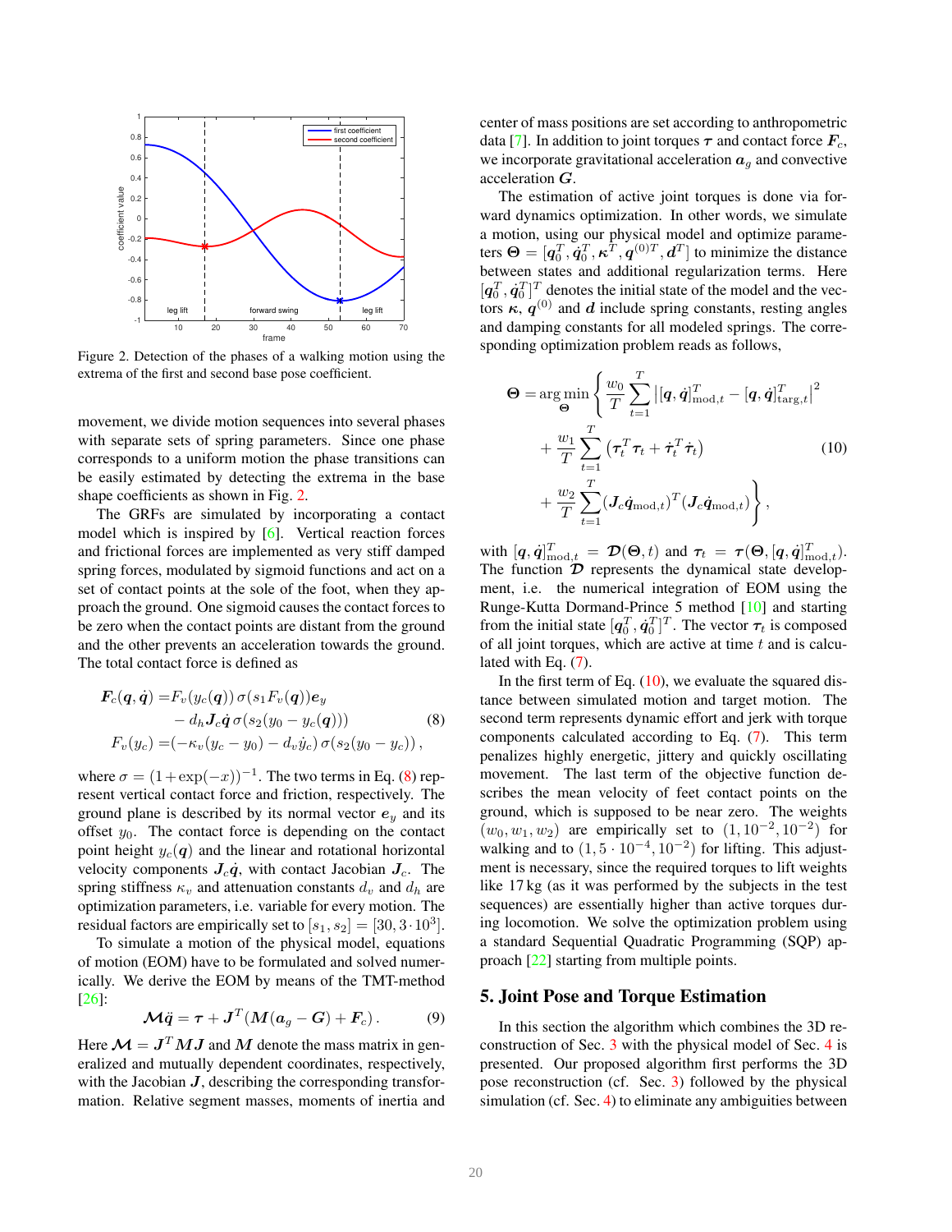Figure 2. Detection of the phases of a walking motion using the extrema of the first and second base pose coefficient.

movement, we divide motion sequences into several phases with separate sets of spring parameters. Since one phase corresponds to a uniform motion the phase transitions can be easily estimated by detecting the extrema in the base shape coefficients as shown in Fig. 2.

The GRFs are simulated by incorporating a contact model which is inspired by [6]. Vertical reaction forces and frictional forces are implemented as very stiff damped spring forces, modulated by sigmoid functions and act on a set of contact points at the sole of the foot, when they approach the ground. One sigmoid causes the contact forces to be zero when the contact points are distant from the ground and the other prevents an acceleration towards the ground. The total contact force is defined as

$$
\begin{aligned}
\boldsymbol{F}_c(\boldsymbol{q}, \dot{\boldsymbol{q}}) =& F_v(y_c(\boldsymbol{q}))\, \sigma(s_1 F_v(\boldsymbol{q}))\boldsymbol{e}_y \\
&- d_h \boldsymbol{J}_c \dot{\boldsymbol{q}}\, \sigma(s_2(y_0 - y_c(\boldsymbol{q}))) \\
F_v(y_c) =& (-\kappa_v(y_c - y_0) - d_v \dot{y}_c)\, \sigma(s_2(y_0 - y_c)),
\end{aligned} \tag{8}
$$

where $\sigma = (1+\exp(-x))^{-1}$. The two terms in Eq. (8) represent vertical contact force and friction, respectively. The ground plane is described by its normal vector $\boldsymbol{e}_y$ and its offset $y_0$. The contact force is depending on the contact point height $y_c(\boldsymbol{q})$ and the linear and rotational horizontal velocity components $\boldsymbol{J}_c\dot{\boldsymbol{q}}$, with contact Jacobian $\boldsymbol{J}_c$. The spring stiffness $\kappa_v$ and attenuation constants $d_v$ and $d_h$ are optimization parameters, i.e. variable for every motion. The residual factors are empirically set to $[s_1, s_2] = [30, 3 \cdot 10^3]$.

To simulate a motion of the physical model, equations of motion (EOM) have to be formulated and solved numerically. We derive the EOM by means of the TMT-method [26]:

$$
\boldsymbol{\mathcal{M}}\ddot{\boldsymbol{q}} = \boldsymbol{\tau} + \boldsymbol{J}^T(\boldsymbol{M}(\boldsymbol{a}_g - \boldsymbol{G}) + \boldsymbol{F}_c)\,. \tag{9}
$$

Here $\boldsymbol{\mathcal{M}} = \boldsymbol{J}^T\boldsymbol{M}\boldsymbol{J}$ and $\boldsymbol{M}$ denote the mass matrix in generalized and mutually dependent coordinates, respectively, with the Jacobian $\boldsymbol{J}$, describing the corresponding transformation. Relative segment masses, moments of inertia and center of mass positions are set according to anthropometric data [7]. In addition to joint torques $\boldsymbol{\tau}$ and contact force $\boldsymbol{F}_c$, we incorporate gravitational acceleration $\boldsymbol{a}_g$ and convective acceleration $\boldsymbol{G}$.

The estimation of active joint torques is done via forward dynamics optimization. In other words, we simulate a motion, using our physical model and optimize parameters $\boldsymbol{\Theta} = [\boldsymbol{q}_0^T, \dot{\boldsymbol{q}}_0^T, \boldsymbol{\kappa}^T, \boldsymbol{q}^{(0)T}, \boldsymbol{d}^T]$ to minimize the distance between states and additional regularization terms. Here $[\boldsymbol{q}_0^T, \dot{\boldsymbol{q}}_0^T]^T$ denotes the initial state of the model and the vectors $\boldsymbol{\kappa}$, $\boldsymbol{q}^{(0)}$ and $\boldsymbol{d}$ include spring constants, resting angles and damping constants for all modeled springs. The corresponding optimization problem reads as follows,

$$
\begin{aligned}
\boldsymbol{\Theta} = \arg\min_{\boldsymbol{\Theta}} \Bigg\{ & \frac{w_0}{T} \sum_{t=1}^{T} \left| [\boldsymbol{q}, \dot{\boldsymbol{q}}]^T_{\text{mod},t} - [\boldsymbol{q}, \dot{\boldsymbol{q}}]^T_{\text{targ},t} \right|^2 \\
&+ \frac{w_1}{T} \sum_{t=1}^{T} \left( \boldsymbol{\tau}_t^T \boldsymbol{\tau}_t + \dot{\boldsymbol{\tau}}_t^T \dot{\boldsymbol{\tau}}_t \right) \\
&+ \frac{w_2}{T} \sum_{t=1}^{T} (\boldsymbol{J}_c \dot{\boldsymbol{q}}_{\text{mod},t})^T (\boldsymbol{J}_c \dot{\boldsymbol{q}}_{\text{mod},t}) \Bigg\},
\end{aligned} \tag{10}
$$

with $[\boldsymbol{q}, \dot{\boldsymbol{q}}]^T_{\text{mod},t} = \boldsymbol{\mathcal{D}}(\boldsymbol{\Theta}, t)$ and $\boldsymbol{\tau}_t = \boldsymbol{\tau}(\boldsymbol{\Theta}, [\boldsymbol{q}, \dot{\boldsymbol{q}}]^T_{\text{mod},t})$. The function $\boldsymbol{\mathcal{D}}$ represents the dynamical state development, i.e. the numerical integration of EOM using the Runge-Kutta Dormand-Prince 5 method [10] and starting from the initial state $[\boldsymbol{q}_0^T, \dot{\boldsymbol{q}}_0^T]^T$. The vector $\boldsymbol{\tau}_t$ is composed of all joint torques, which are active at time $t$ and is calculated with Eq. (7).

In the first term of Eq. (10), we evaluate the squared distance between simulated motion and target motion. The second term represents dynamic effort and jerk with torque components calculated according to Eq. (7). This term penalizes highly energetic, jittery and quickly oscillating movement. The last term of the objective function describes the mean velocity of feet contact points on the ground, which is supposed to be near zero. The weights $(w_0, w_1, w_2)$ are empirically set to $(1, 10^{-2}, 10^{-2})$ for walking and to $(1, 5 \cdot 10^{-4}, 10^{-2})$ for lifting. This adjustment is necessary, since the required torques to lift weights like 17 kg (as it was performed by the subjects in the test sequences) are essentially higher than active torques during locomotion. We solve the optimization problem using a standard Sequential Quadratic Programming (SQP) approach [22] starting from multiple points.

## 5. Joint Pose and Torque Estimation

In this section the algorithm which combines the 3D reconstruction of Sec. 3 with the physical model of Sec. 4 is presented. Our proposed algorithm first performs the 3D pose reconstruction (cf. Sec. 3) followed by the physical simulation (cf. Sec. 4) to eliminate any ambiguities between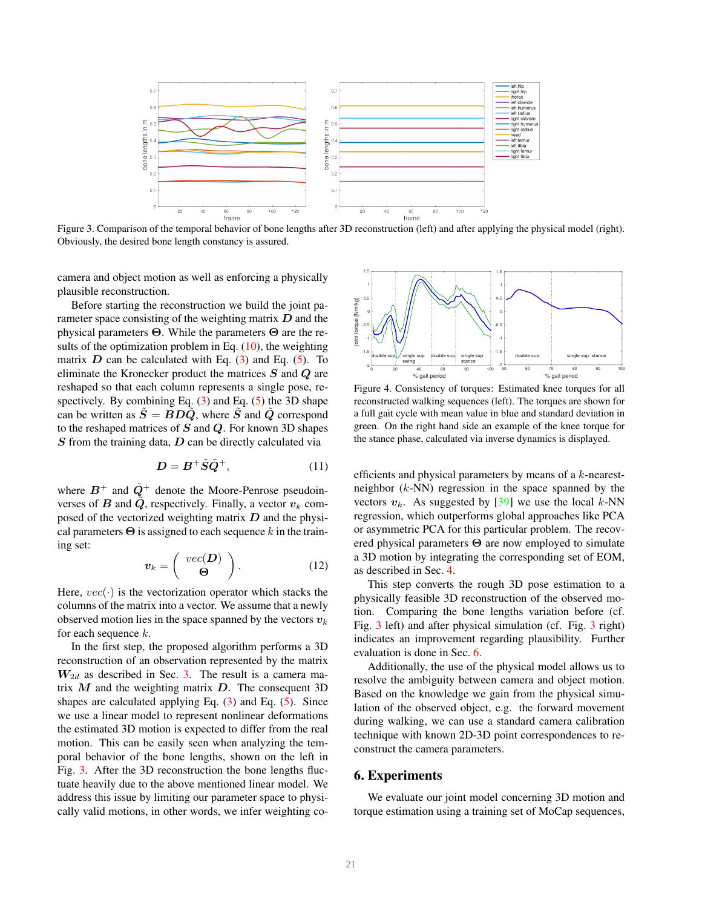Figure 3. Comparison of the temporal behavior of bone lengths after 3D reconstruction (left) and after applying the physical model (right). Obviously, the desired bone length constancy is assured.

camera and object motion as well as enforcing a physically plausible reconstruction.

Before starting the reconstruction we build the joint parameter space consisting of the weighting matrix $\boldsymbol{D}$ and the physical parameters $\boldsymbol{\Theta}$. While the parameters $\boldsymbol{\Theta}$ are the results of the optimization problem in Eq. (10), the weighting matrix $\boldsymbol{D}$ can be calculated with Eq. (3) and Eq. (5). To eliminate the Kronecker product the matrices $\boldsymbol{S}$ and $\boldsymbol{Q}$ are reshaped so that each column represents a single pose, respectively. By combining Eq. (3) and Eq. (5) the 3D shape can be written as $\tilde{\boldsymbol{S}} = \boldsymbol{B}\boldsymbol{D}\tilde{\boldsymbol{Q}}$, where $\tilde{\boldsymbol{S}}$ and $\tilde{\boldsymbol{Q}}$ correspond to the reshaped matrices of $\boldsymbol{S}$ and $\boldsymbol{Q}$. For known 3D shapes $\boldsymbol{S}$ from the training data, $\boldsymbol{D}$ can be directly calculated via

$$\boldsymbol{D} = \boldsymbol{B}^{+}\tilde{\boldsymbol{S}}\tilde{\boldsymbol{Q}}^{+}, \tag{11}$$

where $\boldsymbol{B}^{+}$ and $\tilde{\boldsymbol{Q}}^{+}$ denote the Moore-Penrose pseudoinverses of $\boldsymbol{B}$ and $\tilde{\boldsymbol{Q}}$, respectively. Finally, a vector $\boldsymbol{v}_k$ composed of the vectorized weighting matrix $\boldsymbol{D}$ and the physical parameters $\boldsymbol{\Theta}$ is assigned to each sequence $k$ in the training set:

$$\boldsymbol{v}_k = \begin{pmatrix} vec(\boldsymbol{D}) \\ \boldsymbol{\Theta} \end{pmatrix}. \tag{12}$$

Here, $vec(\cdot)$ is the vectorization operator which stacks the columns of the matrix into a vector. We assume that a newly observed motion lies in the space spanned by the vectors $\boldsymbol{v}_k$ for each sequence $k$.

In the first step, the proposed algorithm performs a 3D reconstruction of an observation represented by the matrix $\boldsymbol{W}_{2d}$ as described in Sec. 3. The result is a camera matrix $\boldsymbol{M}$ and the weighting matrix $\boldsymbol{D}$. The consequent 3D shapes are calculated applying Eq. (3) and Eq. (5). Since we use a linear model to represent nonlinear deformations the estimated 3D motion is expected to differ from the real motion. This can be easily seen when analyzing the temporal behavior of the bone lengths, shown on the left in Fig. 3. After the 3D reconstruction the bone lengths fluctuate heavily due to the above mentioned linear model. We address this issue by limiting our parameter space to physically valid motions, in other words, we infer weighting coefficients and physical parameters by means of a $k$-nearest-neighbor ($k$-NN) regression in the space spanned by the vectors $\boldsymbol{v}_k$. As suggested by [39] we use the local $k$-NN regression, which outperforms global approaches like PCA or asymmetric PCA for this particular problem. The recovered physical parameters $\boldsymbol{\Theta}$ are now employed to simulate a 3D motion by integrating the corresponding set of EOM, as described in Sec. 4.

Figure 4. Consistency of torques: Estimated knee torques for all reconstructed walking sequences (left). The torques are shown for a full gait cycle with mean value in blue and standard deviation in green. On the right hand side an example of the knee torque for the stance phase, calculated via inverse dynamics is displayed.

This step converts the rough 3D pose estimation to a physically feasible 3D reconstruction of the observed motion. Comparing the bone lengths variation before (cf. Fig. 3 left) and after physical simulation (cf. Fig. 3 right) indicates an improvement regarding plausibility. Further evaluation is done in Sec. 6.

Additionally, the use of the physical model allows us to resolve the ambiguity between camera and object motion. Based on the knowledge we gain from the physical simulation of the observed object, e.g. the forward movement during walking, we can use a standard camera calibration technique with known 2D-3D point correspondences to reconstruct the camera parameters.

## 6. Experiments

We evaluate our joint model concerning 3D motion and torque estimation using a training set of MoCap sequences,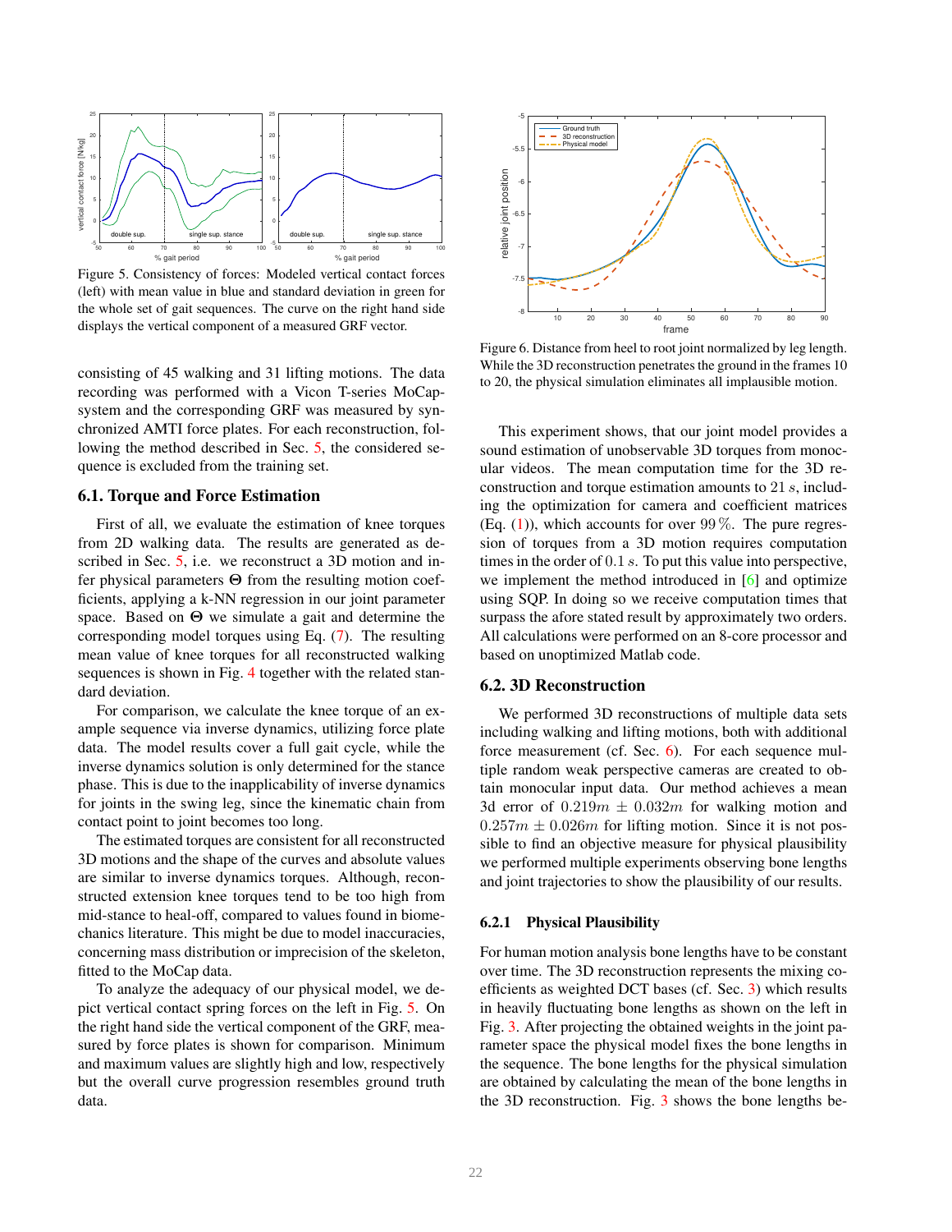Figure 5. Consistency of forces: Modeled vertical contact forces (left) with mean value in blue and standard deviation in green for the whole set of gait sequences. The curve on the right hand side displays the vertical component of a measured GRF vector.

consisting of 45 walking and 31 lifting motions. The data recording was performed with a Vicon T-series MoCap-system and the corresponding GRF was measured by synchronized AMTI force plates. For each reconstruction, following the method described in Sec. 5, the considered sequence is excluded from the training set.

### 6.1. Torque and Force Estimation

First of all, we evaluate the estimation of knee torques from 2D walking data. The results are generated as described in Sec. 5, i.e. we reconstruct a 3D motion and infer physical parameters $\mathbf{\Theta}$ from the resulting motion coefficients, applying a k-NN regression in our joint parameter space. Based on $\mathbf{\Theta}$ we simulate a gait and determine the corresponding model torques using Eq. (7). The resulting mean value of knee torques for all reconstructed walking sequences is shown in Fig. 4 together with the related standard deviation.

For comparison, we calculate the knee torque of an example sequence via inverse dynamics, utilizing force plate data. The model results cover a full gait cycle, while the inverse dynamics solution is only determined for the stance phase. This is due to the inapplicability of inverse dynamics for joints in the swing leg, since the kinematic chain from contact point to joint becomes too long.

The estimated torques are consistent for all reconstructed 3D motions and the shape of the curves and absolute values are similar to inverse dynamics torques. Although, reconstructed extension knee torques tend to be too high from mid-stance to heal-off, compared to values found in biomechanics literature. This might be due to model inaccuracies, concerning mass distribution or imprecision of the skeleton, fitted to the MoCap data.

To analyze the adequacy of our physical model, we depict vertical contact spring forces on the left in Fig. 5. On the right hand side the vertical component of the GRF, measured by force plates is shown for comparison. Minimum and maximum values are slightly high and low, respectively but the overall curve progression resembles ground truth data.

Figure 6. Distance from heel to root joint normalized by leg length. While the 3D reconstruction penetrates the ground in the frames 10 to 20, the physical simulation eliminates all implausible motion.

This experiment shows, that our joint model provides a sound estimation of unobservable 3D torques from monocular videos. The mean computation time for the 3D reconstruction and torque estimation amounts to $21\ s$, including the optimization for camera and coefficient matrices (Eq. (1)), which accounts for over $99\,\%$. The pure regression of torques from a 3D motion requires computation times in the order of $0.1\ s$. To put this value into perspective, we implement the method introduced in [6] and optimize using SQP. In doing so we receive computation times that surpass the afore stated result by approximately two orders. All calculations were performed on an 8-core processor and based on unoptimized Matlab code.

### 6.2. 3D Reconstruction

We performed 3D reconstructions of multiple data sets including walking and lifting motions, both with additional force measurement (cf. Sec. 6). For each sequence multiple random weak perspective cameras are created to obtain monocular input data. Our method achieves a mean 3d error of $0.219m \pm 0.032m$ for walking motion and $0.257m \pm 0.026m$ for lifting motion. Since it is not possible to find an objective measure for physical plausibility we performed multiple experiments observing bone lengths and joint trajectories to show the plausibility of our results.

#### 6.2.1 Physical Plausibility

For human motion analysis bone lengths have to be constant over time. The 3D reconstruction represents the mixing coefficients as weighted DCT bases (cf. Sec. 3) which results in heavily fluctuating bone lengths as shown on the left in Fig. 3. After projecting the obtained weights in the joint parameter space the physical model fixes the bone lengths in the sequence. The bone lengths for the physical simulation are obtained by calculating the mean of the bone lengths in the 3D reconstruction. Fig. 3 shows the bone lengths be-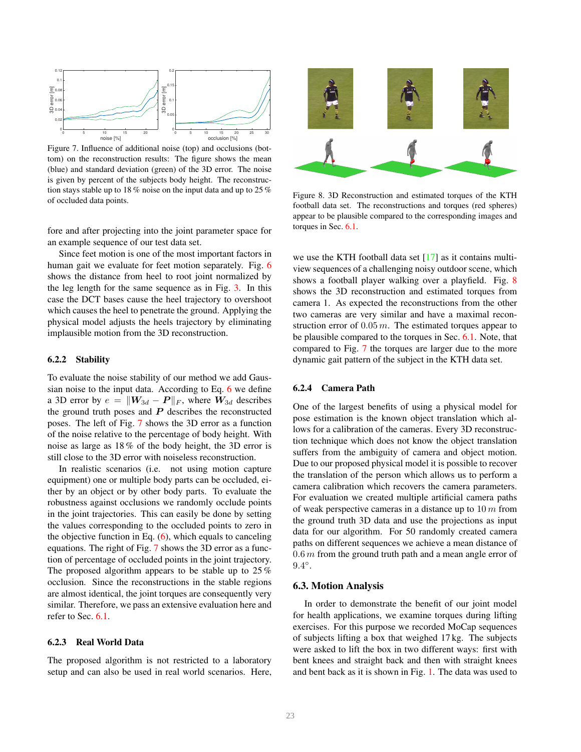Figure 7. Influence of additional noise (top) and occlusions (bottom) on the reconstruction results: The figure shows the mean (blue) and standard deviation (green) of the 3D error. The noise is given by percent of the subjects body height. The reconstruction stays stable up to 18 % noise on the input data and up to 25 % of occluded data points.

fore and after projecting into the joint parameter space for an example sequence of our test data set.

Since feet motion is one of the most important factors in human gait we evaluate for feet motion separately. Fig. 6 shows the distance from heel to root joint normalized by the leg length for the same sequence as in Fig. 3. In this case the DCT bases cause the heel trajectory to overshoot which causes the heel to penetrate the ground. Applying the physical model adjusts the heels trajectory by eliminating implausible motion from the 3D reconstruction.

#### 6.2.2 Stability

To evaluate the noise stability of our method we add Gaussian noise to the input data. According to Eq. 6 we define a 3D error by $e = \|\boldsymbol{W}_{3d} - \boldsymbol{P}\|_F$, where $\boldsymbol{W}_{3d}$ describes the ground truth poses and $\boldsymbol{P}$ describes the reconstructed poses. The left of Fig. 7 shows the 3D error as a function of the noise relative to the percentage of body height. With noise as large as 18 % of the body height, the 3D error is still close to the 3D error with noiseless reconstruction.

In realistic scenarios (i.e. not using motion capture equipment) one or multiple body parts can be occluded, either by an object or by other body parts. To evaluate the robustness against occlusions we randomly occlude points in the joint trajectories. This can easily be done by setting the values corresponding to the occluded points to zero in the objective function in Eq. (6), which equals to canceling equations. The right of Fig. 7 shows the 3D error as a function of percentage of occluded points in the joint trajectory. The proposed algorithm appears to be stable up to 25 % occlusion. Since the reconstructions in the stable regions are almost identical, the joint torques are consequently very similar. Therefore, we pass an extensive evaluation here and refer to Sec. 6.1.

#### 6.2.3 Real World Data

The proposed algorithm is not restricted to a laboratory setup and can also be used in real world scenarios. Here, we use the KTH football data set [17] as it contains multi-view sequences of a challenging noisy outdoor scene, which shows a football player walking over a playfield. Fig. 8 shows the 3D reconstruction and estimated torques from camera 1. As expected the reconstructions from the other two cameras are very similar and have a maximal reconstruction error of $0.05\,m$. The estimated torques appear to be plausible compared to the torques in Sec. 6.1. Note, that compared to Fig. 7 the torques are larger due to the more dynamic gait pattern of the subject in the KTH data set.

Figure 8. 3D Reconstruction and estimated torques of the KTH football data set. The reconstructions and torques (red spheres) appear to be plausible compared to the corresponding images and torques in Sec. 6.1.

#### 6.2.4 Camera Path

One of the largest benefits of using a physical model for pose estimation is the known object translation which allows for a calibration of the cameras. Every 3D reconstruction technique which does not know the object translation suffers from the ambiguity of camera and object motion. Due to our proposed physical model it is possible to recover the translation of the person which allows us to perform a camera calibration which recovers the camera parameters. For evaluation we created multiple artificial camera paths of weak perspective cameras in a distance up to $10\,m$ from the ground truth 3D data and use the projections as input data for our algorithm. For 50 randomly created camera paths on different sequences we achieve a mean distance of $0.6\,m$ from the ground truth path and a mean angle error of $9.4°$.

### 6.3. Motion Analysis

In order to demonstrate the benefit of our joint model for health applications, we examine torques during lifting exercises. For this purpose we recorded MoCap sequences of subjects lifting a box that weighed 17 kg. The subjects were asked to lift the box in two different ways: first with bent knees and straight back and then with straight knees and bent back as it is shown in Fig. 1. The data was used to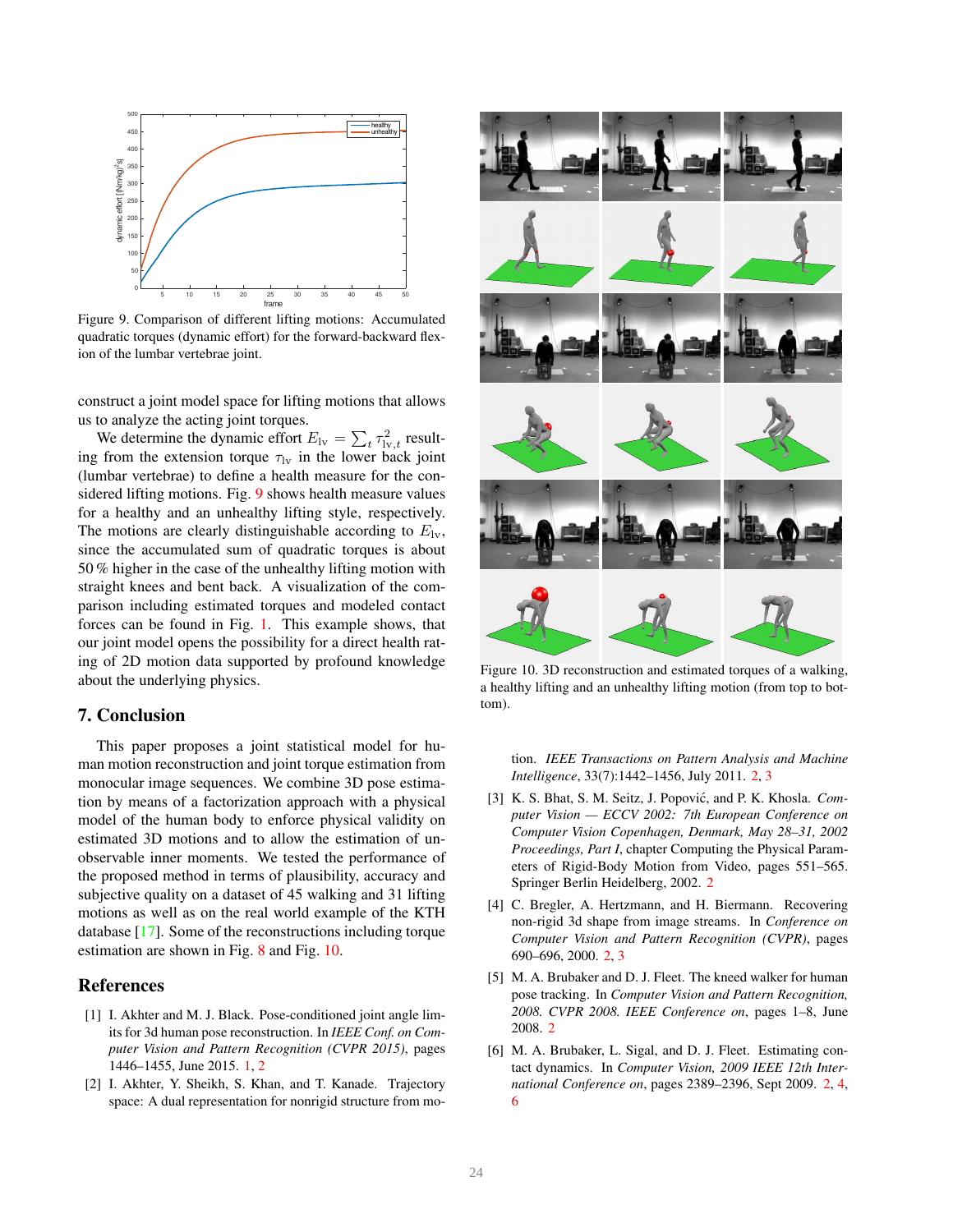Figure 9. Comparison of different lifting motions: Accumulated quadratic torques (dynamic effort) for the forward-backward flexion of the lumbar vertebrae joint.

construct a joint model space for lifting motions that allows us to analyze the acting joint torques.

We determine the dynamic effort $E_{\text{lv}} = \sum_t \tau_{\text{lv},t}^2$ resulting from the extension torque $\tau_{\text{lv}}$ in the lower back joint (lumbar vertebrae) to define a health measure for the considered lifting motions. Fig. 9 shows health measure values for a healthy and an unhealthy lifting style, respectively. The motions are clearly distinguishable according to $E_{\text{lv}}$, since the accumulated sum of quadratic torques is about 50 % higher in the case of the unhealthy lifting motion with straight knees and bent back. A visualization of the comparison including estimated torques and modeled contact forces can be found in Fig. 1. This example shows, that our joint model opens the possibility for a direct health rating of 2D motion data supported by profound knowledge about the underlying physics.

## 7. Conclusion

This paper proposes a joint statistical model for human motion reconstruction and joint torque estimation from monocular image sequences. We combine 3D pose estimation by means of a factorization approach with a physical model of the human body to enforce physical validity on estimated 3D motions and to allow the estimation of unobservable inner moments. We tested the performance of the proposed method in terms of plausibility, accuracy and subjective quality on a dataset of 45 walking and 31 lifting motions as well as on the real world example of the KTH database [17]. Some of the reconstructions including torque estimation are shown in Fig. 8 and Fig. 10.

Figure 10. 3D reconstruction and estimated torques of a walking, a healthy lifting and an unhealthy lifting motion (from top to bottom).

## References

[1] I. Akhter and M. J. Black. Pose-conditioned joint angle limits for 3d human pose reconstruction. In *IEEE Conf. on Computer Vision and Pattern Recognition (CVPR 2015)*, pages 1446–1455, June 2015. 1, 2

[2] I. Akhter, Y. Sheikh, S. Khan, and T. Kanade. Trajectory space: A dual representation for nonrigid structure from motion. *IEEE Transactions on Pattern Analysis and Machine Intelligence*, 33(7):1442–1456, July 2011. 2, 3

[3] K. S. Bhat, S. M. Seitz, J. Popović, and P. K. Khosla. *Computer Vision — ECCV 2002: 7th European Conference on Computer Vision Copenhagen, Denmark, May 28–31, 2002 Proceedings, Part I*, chapter Computing the Physical Parameters of Rigid-Body Motion from Video, pages 551–565. Springer Berlin Heidelberg, 2002. 2

[4] C. Bregler, A. Hertzmann, and H. Biermann. Recovering non-rigid 3d shape from image streams. In *Conference on Computer Vision and Pattern Recognition (CVPR)*, pages 690–696, 2000. 2, 3

[5] M. A. Brubaker and D. J. Fleet. The kneed walker for human pose tracking. In *Computer Vision and Pattern Recognition, 2008. CVPR 2008. IEEE Conference on*, pages 1–8, June 2008. 2

[6] M. A. Brubaker, L. Sigal, and D. J. Fleet. Estimating contact dynamics. In *Computer Vision, 2009 IEEE 12th International Conference on*, pages 2389–2396, Sept 2009. 2, 4, 6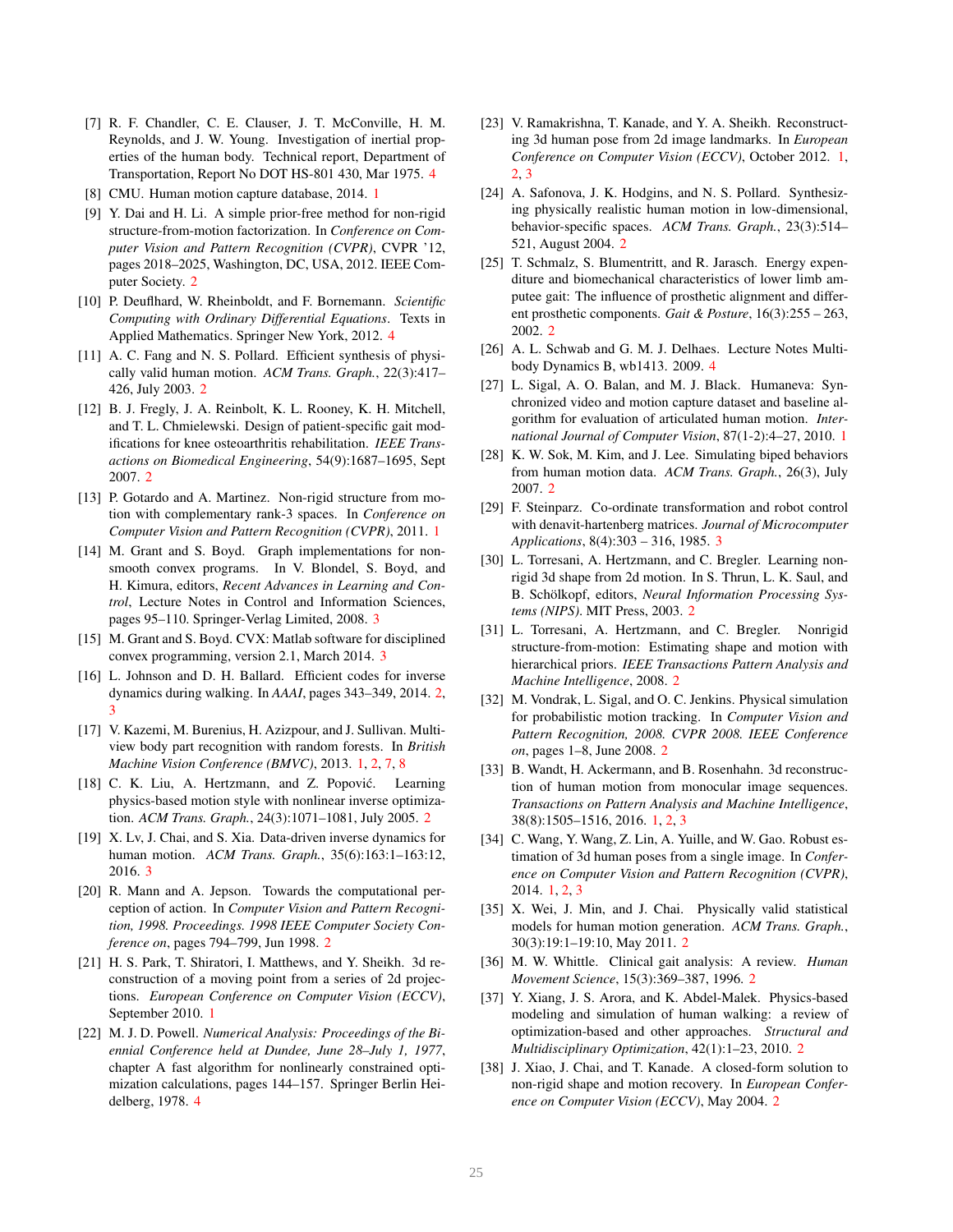- [7] R. F. Chandler, C. E. Clauser, J. T. McConville, H. M. Reynolds, and J. W. Young. Investigation of inertial properties of the human body. Technical report, Department of Transportation, Report No DOT HS-801 430, Mar 1975. 4
- [8] CMU. Human motion capture database, 2014. 1
- [9] Y. Dai and H. Li. A simple prior-free method for non-rigid structure-from-motion factorization. In *Conference on Computer Vision and Pattern Recognition (CVPR)*, CVPR '12, pages 2018–2025, Washington, DC, USA, 2012. IEEE Computer Society. 2
- [10] P. Deuflhard, W. Rheinboldt, and F. Bornemann. *Scientific Computing with Ordinary Differential Equations*. Texts in Applied Mathematics. Springer New York, 2012. 4
- [11] A. C. Fang and N. S. Pollard. Efficient synthesis of physically valid human motion. *ACM Trans. Graph.*, 22(3):417–426, July 2003. 2
- [12] B. J. Fregly, J. A. Reinbolt, K. L. Rooney, K. H. Mitchell, and T. L. Chmielewski. Design of patient-specific gait modifications for knee osteoarthritis rehabilitation. *IEEE Transactions on Biomedical Engineering*, 54(9):1687–1695, Sept 2007. 2
- [13] P. Gotardo and A. Martinez. Non-rigid structure from motion with complementary rank-3 spaces. In *Conference on Computer Vision and Pattern Recognition (CVPR)*, 2011. 1
- [14] M. Grant and S. Boyd. Graph implementations for nonsmooth convex programs. In V. Blondel, S. Boyd, and H. Kimura, editors, *Recent Advances in Learning and Control*, Lecture Notes in Control and Information Sciences, pages 95–110. Springer-Verlag Limited, 2008. 3
- [15] M. Grant and S. Boyd. CVX: Matlab software for disciplined convex programming, version 2.1, March 2014. 3
- [16] L. Johnson and D. H. Ballard. Efficient codes for inverse dynamics during walking. In *AAAI*, pages 343–349, 2014. 2, 3
- [17] V. Kazemi, M. Burenius, H. Azizpour, and J. Sullivan. Multi-view body part recognition with random forests. In *British Machine Vision Conference (BMVC)*, 2013. 1, 2, 7, 8
- [18] C. K. Liu, A. Hertzmann, and Z. Popović. Learning physics-based motion style with nonlinear inverse optimization. *ACM Trans. Graph.*, 24(3):1071–1081, July 2005. 2
- [19] X. Lv, J. Chai, and S. Xia. Data-driven inverse dynamics for human motion. *ACM Trans. Graph.*, 35(6):163:1–163:12, 2016. 3
- [20] R. Mann and A. Jepson. Towards the computational perception of action. In *Computer Vision and Pattern Recognition, 1998. Proceedings. 1998 IEEE Computer Society Conference on*, pages 794–799, Jun 1998. 2
- [21] H. S. Park, T. Shiratori, I. Matthews, and Y. Sheikh. 3d reconstruction of a moving point from a series of 2d projections. *European Conference on Computer Vision (ECCV)*, September 2010. 1
- [22] M. J. D. Powell. *Numerical Analysis: Proceedings of the Biennial Conference held at Dundee, June 28–July 1, 1977*, chapter A fast algorithm for nonlinearly constrained optimization calculations, pages 144–157. Springer Berlin Heidelberg, 1978. 4
- [23] V. Ramakrishna, T. Kanade, and Y. A. Sheikh. Reconstructing 3d human pose from 2d image landmarks. In *European Conference on Computer Vision (ECCV)*, October 2012. 1, 2, 3
- [24] A. Safonova, J. K. Hodgins, and N. S. Pollard. Synthesizing physically realistic human motion in low-dimensional, behavior-specific spaces. *ACM Trans. Graph.*, 23(3):514–521, August 2004. 2
- [25] T. Schmalz, S. Blumentritt, and R. Jarasch. Energy expenditure and biomechanical characteristics of lower limb amputee gait: The influence of prosthetic alignment and different prosthetic components. *Gait & Posture*, 16(3):255 – 263, 2002. 2
- [26] A. L. Schwab and G. M. J. Delhaes. Lecture Notes Multibody Dynamics B, wb1413. 2009. 4
- [27] L. Sigal, A. O. Balan, and M. J. Black. Humaneva: Synchronized video and motion capture dataset and baseline algorithm for evaluation of articulated human motion. *International Journal of Computer Vision*, 87(1-2):4–27, 2010. 1
- [28] K. W. Sok, M. Kim, and J. Lee. Simulating biped behaviors from human motion data. *ACM Trans. Graph.*, 26(3), July 2007. 2
- [29] F. Steinparz. Co-ordinate transformation and robot control with denavit-hartenberg matrices. *Journal of Microcomputer Applications*, 8(4):303 – 316, 1985. 3
- [30] L. Torresani, A. Hertzmann, and C. Bregler. Learning non-rigid 3d shape from 2d motion. In S. Thrun, L. K. Saul, and B. Schölkopf, editors, *Neural Information Processing Systems (NIPS)*. MIT Press, 2003. 2
- [31] L. Torresani, A. Hertzmann, and C. Bregler. Nonrigid structure-from-motion: Estimating shape and motion with hierarchical priors. *IEEE Transactions Pattern Analysis and Machine Intelligence*, 2008. 2
- [32] M. Vondrak, L. Sigal, and O. C. Jenkins. Physical simulation for probabilistic motion tracking. In *Computer Vision and Pattern Recognition, 2008. CVPR 2008. IEEE Conference on*, pages 1–8, June 2008. 2
- [33] B. Wandt, H. Ackermann, and B. Rosenhahn. 3d reconstruction of human motion from monocular image sequences. *Transactions on Pattern Analysis and Machine Intelligence*, 38(8):1505–1516, 2016. 1, 2, 3
- [34] C. Wang, Y. Wang, Z. Lin, A. Yuille, and W. Gao. Robust estimation of 3d human poses from a single image. In *Conference on Computer Vision and Pattern Recognition (CVPR)*, 2014. 1, 2, 3
- [35] X. Wei, J. Min, and J. Chai. Physically valid statistical models for human motion generation. *ACM Trans. Graph.*, 30(3):19:1–19:10, May 2011. 2
- [36] M. W. Whittle. Clinical gait analysis: A review. *Human Movement Science*, 15(3):369–387, 1996. 2
- [37] Y. Xiang, J. S. Arora, and K. Abdel-Malek. Physics-based modeling and simulation of human walking: a review of optimization-based and other approaches. *Structural and Multidisciplinary Optimization*, 42(1):1–23, 2010. 2
- [38] J. Xiao, J. Chai, and T. Kanade. A closed-form solution to non-rigid shape and motion recovery. In *European Conference on Computer Vision (ECCV)*, May 2004. 2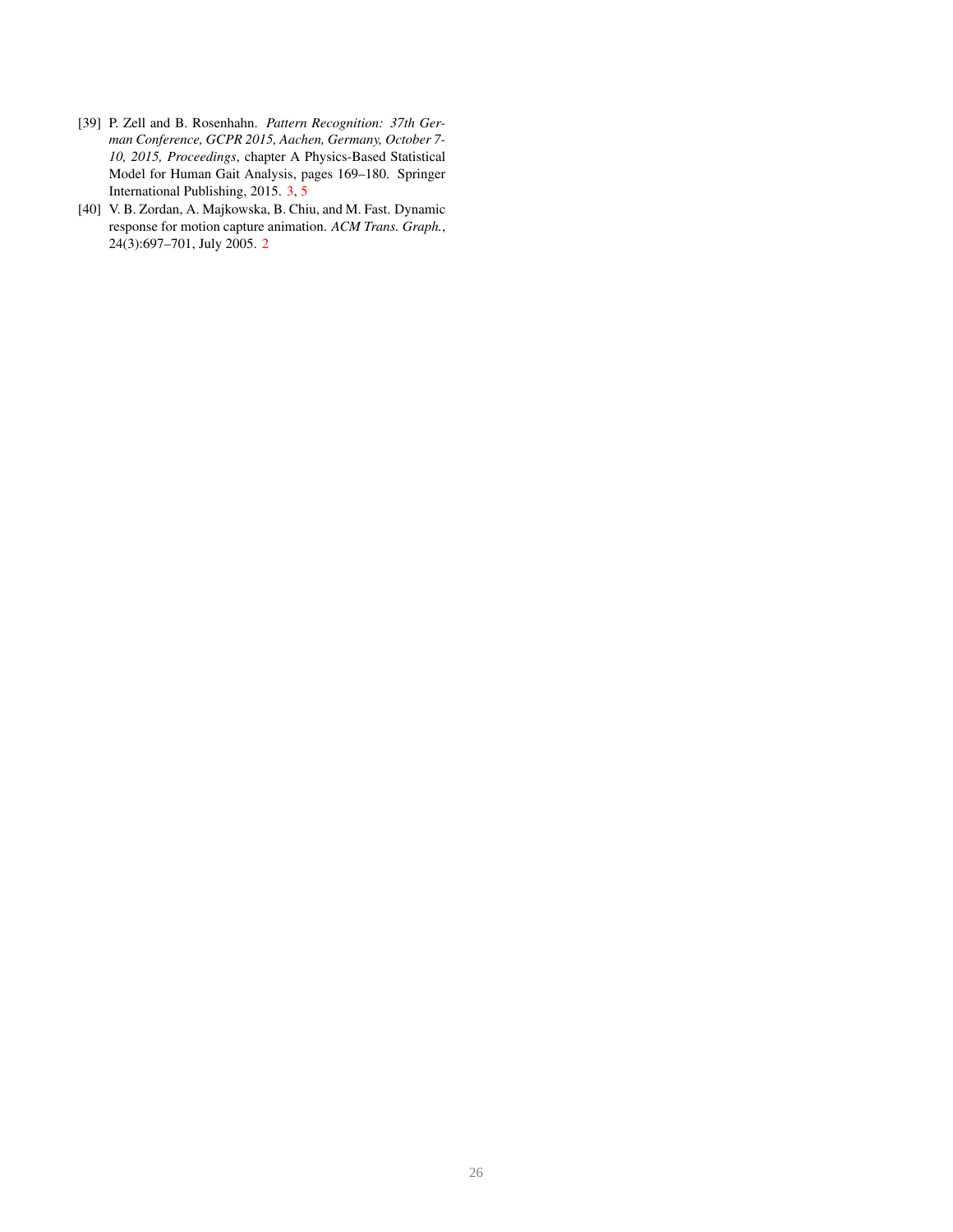[39] P. Zell and B. Rosenhahn. *Pattern Recognition: 37th German Conference, GCPR 2015, Aachen, Germany, October 7-10, 2015, Proceedings*, chapter A Physics-Based Statistical Model for Human Gait Analysis, pages 169–180. Springer International Publishing, 2015. 3, 5

[40] V. B. Zordan, A. Majkowska, B. Chiu, and M. Fast. Dynamic response for motion capture animation. *ACM Trans. Graph.*, 24(3):697–701, July 2005. 2